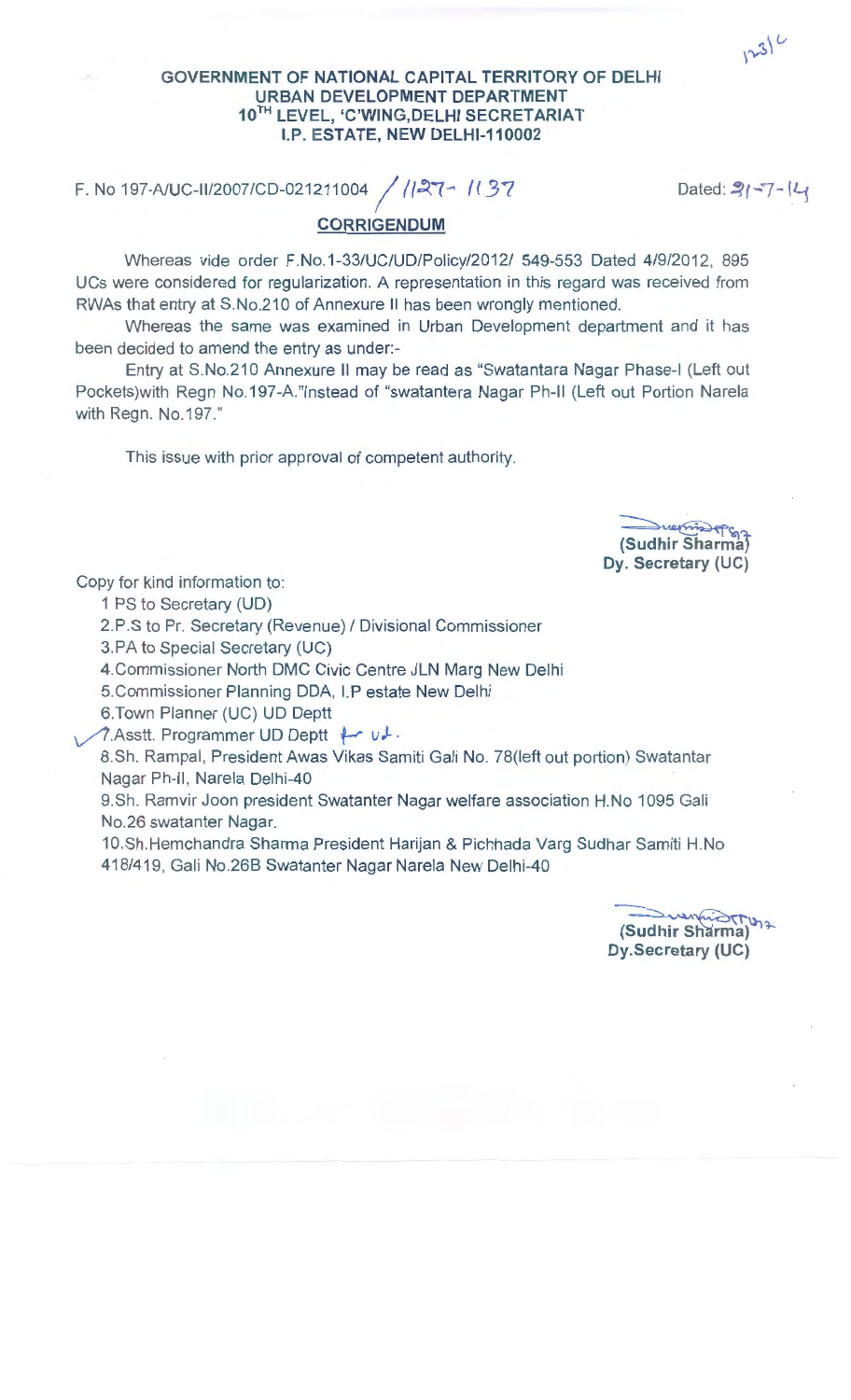1231C

**GOVERNMENT OF NATIONAL CAPITAL TERRITORY OF DELHI**
**URBAN DEVELOPMENT DEPARTMENT**
**10TH LEVEL, 'C'WING,DELHI SECRETARIAT**
**I.P. ESTATE, NEW DELHI-110002**

F. No 197-A/UC-II/2007/CD-021211004 / 1127- 1137 Dated: 21-7-14

**CORRIGENDUM**

Whereas vide order F.No.1-33/UC/UD/Policy/2012/ 549-553 Dated 4/9/2012, 895 UCs were considered for regularization. A representation in this regard was received from RWAs that entry at S.No.210 of Annexure II has been wrongly mentioned.

Whereas the same was examined in Urban Development department and it has been decided to amend the entry as under:-

Entry at S.No.210 Annexure II may be read as "Swatantara Nagar Phase-I (Left out Pockets)with Regn No.197-A."instead of "swatantera Nagar Ph-II (Left out Portion Narela with Regn. No.197."

This issue with prior approval of competent authority.

**(Sudhir Sharma)**
**Dy. Secretary (UC)**

Copy for kind information to:

1 PS to Secretary (UD)
2.P.S to Pr. Secretary (Revenue) / Divisional Commissioner
3.PA to Special Secretary (UC)
4.Commissioner North DMC Civic Centre JLN Marg New Delhi
5.Commissioner Planning DDA, I.P estate New Delhi
6.Town Planner (UC) UD Deptt
7.Asstt. Programmer UD Deptt for ul.
8.Sh. Rampal, President Awas Vikas Samiti Gali No. 78(left out portion) Swatantar Nagar Ph-II, Narela Delhi-40
9.Sh. Ramvir Joon president Swatanter Nagar welfare association H.No 1095 Gali No.26 swatanter Nagar.
10.Sh.Hemchandra Sharma President Harijan & Pichhada Varg Sudhar Samiti H.No 418/419, Gali No.26B Swatanter Nagar Narela New Delhi-40

**(Sudhir Sharma)**
**Dy.Secretary (UC)**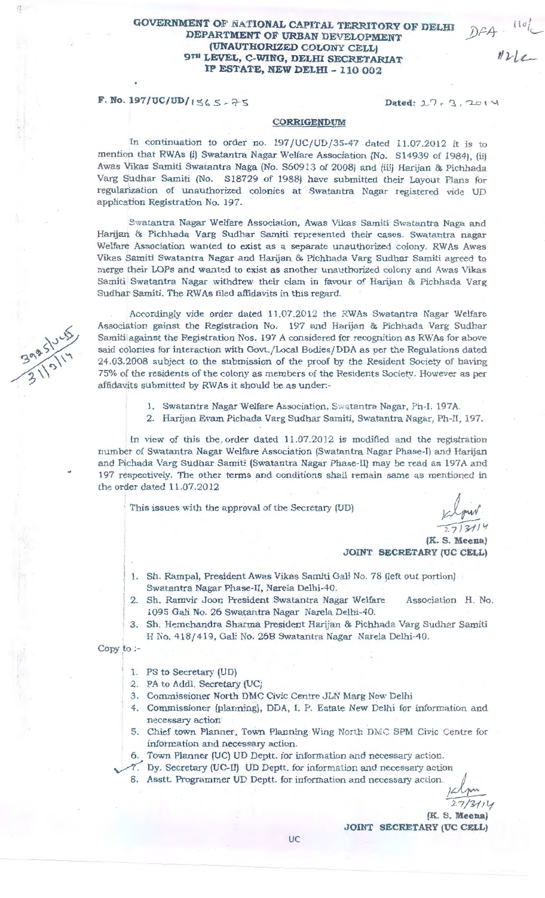**GOVERNMENT OF NATIONAL CAPITAL TERRITORY OF DELHI**
**DEPARTMENT OF URBAN DEVELOPMENT**
**(UNAUTHORIZED COLONY CELL)**
**9TH LEVEL, C-WING, DELHI SECRETARIAT**
**IP ESTATE, NEW DELHI - 110 002**

**F. No. 197/UC/UD/1565-75** Dated: 27.3.2014

## CORRIGENDUM

In continuation to order no. 197/UC/UD/35-47 dated 11.07.2012 it is to mention that RWAs (i) Swatantra Nagar Welfare Association (No. S14939 of 1984), (ii) Awas Vikas Samiti Swatantra Naga (No. S60913 of 2008) and (iii) Harijan & Pichhada Varg Sudhar Samiti (No. S18729 of 1988) have submitted their Layout Plans for regularization of unauthorized colonies at Swatantra Nagar registered vide UD application Registration No. 197.

Swatantra Nagar Welfare Association, Awas Vikas Samiti Swatantra Naga and Harijan & Pichhada Varg Sudhar Samiti represented their cases. Swatantra nagar Welfare Association wanted to exist as a separate unauthorized colony. RWAs Awas Vikas Samiti Swatantra Nagar and Harijan & Pichhada Varg Sudhar Samiti agreed to merge their LOPs and wanted to exist as another unauthorized colony and Awas Vikas Samiti Swatantra Nagar withdrew their ciam in favour of Harijan & Pichhada Varg Sudhar Samiti. The RWAs filed affidavits in this regard.

Accordingly vide order dated 11.07.2012 the RWAs Swatantra Nagar Welfare Association gainst the Registration No. 197 and Harijan & Pichhada Varg Sudhar Samiti against the Registration Nos. 197 A considered for recognition as RWAs for above said colonies for interaction with Govt./Local Bodies/DDA as per the Regulations dated 24.03.2008 subject to the submission of the proof by the Resident Society of having 75% of the residents of the colony as members of the Residents Society. However as per affidavits submitted by RWAs it should be as under:-

1. Swatantra Nagar Welfare Association, Swatantra Nagar, Ph-I. 197A.
2. Harijan Evam Pichada Varg Sudhar Samiti, Swatantra Nagar, Ph-II, 197.

In view of this the order dated 11.07.2012 is modified and the registration number of Swatantra Nagar Welfare Association (Swatantra Nagar Phase-I) and Harijan and Pichada Varg Sudhar Samiti (Swatantra Nagar Phase-II) may be read as 197A and 197 respectively. The other terms and conditions shall remain same as mentioned in the order dated 11.07.2012

This issues with the approval of the Secretary (UD)

27/3/14
**(K. S. Meena)**
**JOINT SECRETARY (UC CELL)**

1. Sh. Rampal, President Awas Vikas Samiti Gali No. 78 (left out portion) Swatantra Nagar Phase-II, Narela Delhi-40.
2. Sh. Ramvir Joon President Swatantra Nagar Welfare Association H. No. 1095 Gali No. 26 Swatantra Nagar Narela Delhi-40.
3. Sh. Hemchandra Sharma President Harijan & Pichhada Varg Sudhar Samiti H No. 418/419, Gali No. 26B Swatantra Nagar Narela Delhi-40.

Copy to :-

1. PS to Secretary (UD)
2. PA to Addl. Secretary (UC)
3. Commissioner North DMC Civic Centre JLN Marg New Delhi
4. Commissioner (planning), DDA, I. P. Estate New Delhi for information and necessary action
5. Chief town Planner, Town Planning Wing North DMC SPM Civic Centre for information and necessary action.
6. Town Planner (UC) UD Deptt. for information and necessary action.
7. Dy. Secretary (UC-II) UD Deptt. for information and necessary action
8. Asstt. Programmer UD Deptt. for information and necessary action.

27/3/14
**(K. S. Meena)**
**JOINT SECRETARY (UC CELL)**